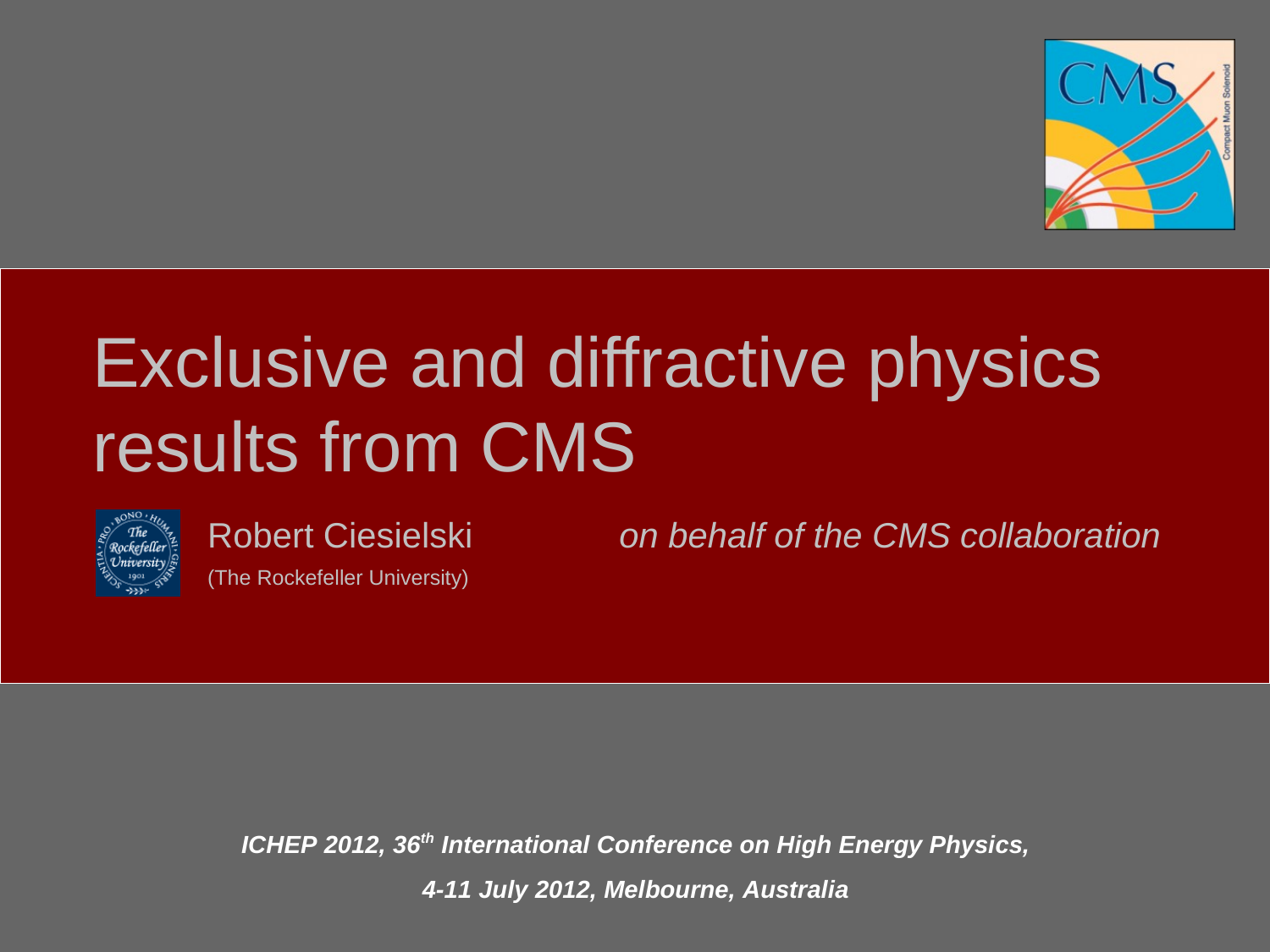# Exclusive and diffractive physics results from CMS

Robert Ciesielski (The Rockefeller University)

*on behalf of the CMS collaboration*

***ICHEP 2012, 36th International Conference on High Energy Physics,***

***4-11 July 2012, Melbourne, Australia***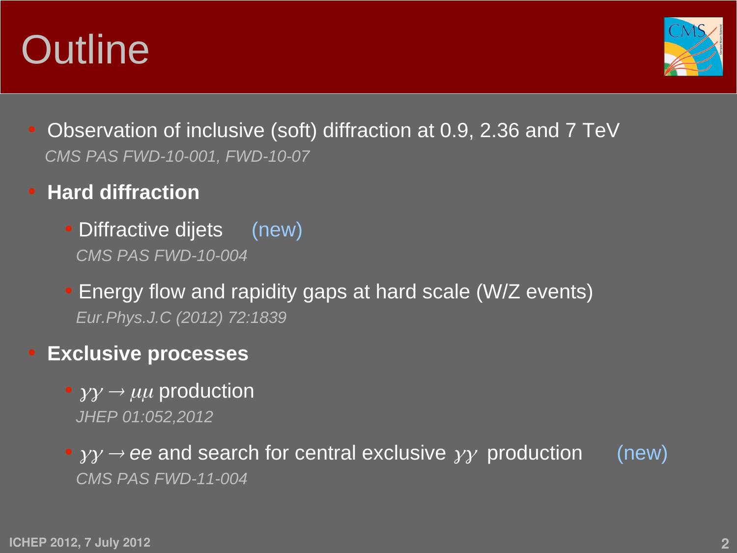# Outline

- Observation of inclusive (soft) diffraction at 0.9, 2.36 and 7 TeV
  *CMS PAS FWD-10-001, FWD-10-07*

- **Hard diffraction**
  - Diffractive dijets (new)
    *CMS PAS FWD-10-004*
  - Energy flow and rapidity gaps at hard scale (W/Z events)
    *Eur.Phys.J.C (2012) 72:1839*

- **Exclusive processes**
  - $\gamma\gamma \rightarrow \mu\mu$ production
    *JHEP 01:052,2012*
  - $\gamma\gamma \rightarrow ee$ and search for central exclusive $\gamma\gamma$ production (new)
    *CMS PAS FWD-11-004*

ICHEP 2012, 7 July 2012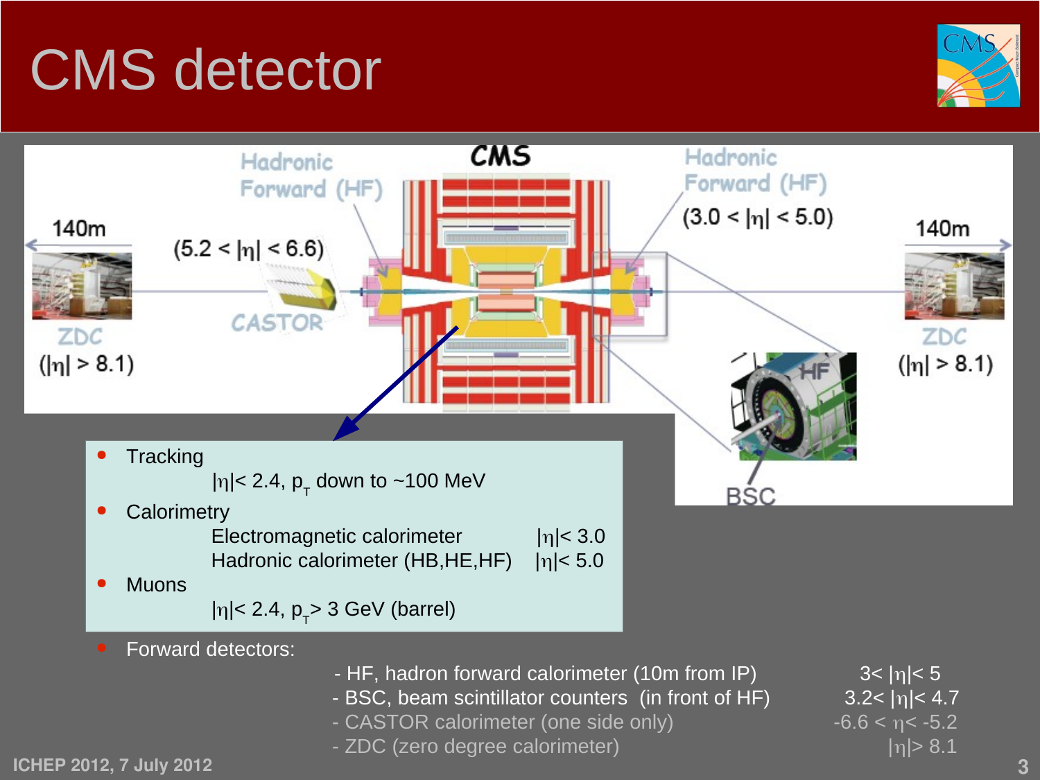# CMS detector

- Tracking

  $|\eta| < 2.4$, $p_T$ down to ~100 MeV

- Calorimetry

  Electromagnetic calorimeter $|\eta| < 3.0$

  Hadronic calorimeter (HB,HE,HF) $|\eta| < 5.0$

- Muons

  $|\eta| < 2.4$, $p_T > 3$ GeV (barrel)

- Forward detectors:

| | |
|---|---|
| - HF, hadron forward calorimeter (10m from IP) | $3 < \|\eta\| < 5$ |
| - BSC, beam scintillator counters (in front of HF) | $3.2 < \|\eta\| < 4.7$ |
| - CASTOR calorimeter (one side only) | $-6.6 < \eta < -5.2$ |
| - ZDC (zero degree calorimeter) | $\|\eta\| > 8.1$ |

ICHEP 2012, 7 July 2012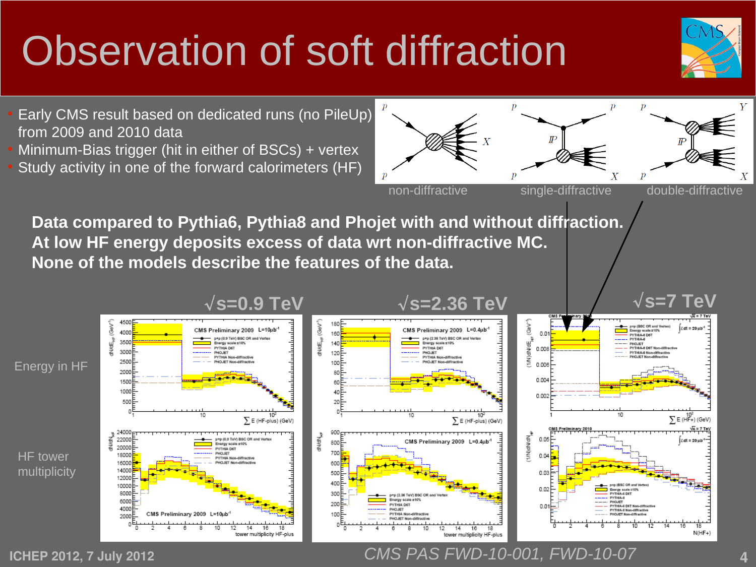# Observation of soft diffraction

- Early CMS result based on dedicated runs (no PileUp) from 2009 and 2010 data
- Minimum-Bias trigger (hit in either of BSCs) + vertex
- Study activity in one of the forward calorimeters (HF)

non-diffractive | single-diffractive | double-diffractive

**Data compared to Pythia6, Pythia8 and Phojet with and without diffraction.**
**At low HF energy deposits excess of data wrt non-diffractive MC.**
**None of the models describe the features of the data.**

$\sqrt{s}$=0.9 TeV | $\sqrt{s}$=2.36 TeV | $\sqrt{s}$=7 TeV

Energy in HF

HF tower multiplicity

*CMS PAS FWD-10-001, FWD-10-07*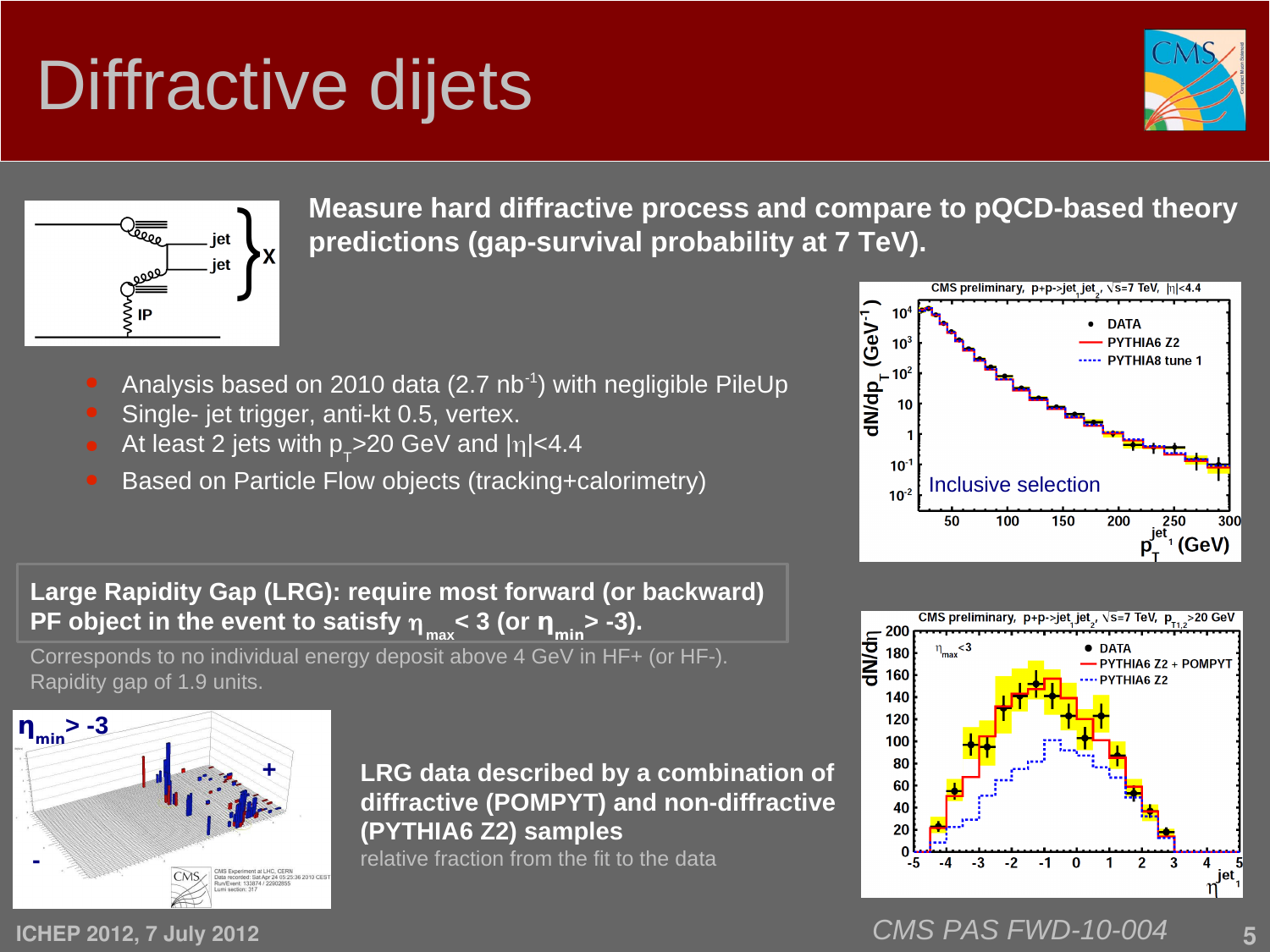# Diffractive dijets

**Measure hard diffractive process and compare to pQCD-based theory predictions (gap-survival probability at 7 TeV).**

- Analysis based on 2010 data (2.7 $nb^{-1}$) with negligible PileUp
- Single- jet trigger, anti-kt 0.5, vertex.
- At least 2 jets with $p_T$>20 GeV and $|\eta|$<4.4
- Based on Particle Flow objects (tracking+calorimetry)

**Large Rapidity Gap (LRG): require most forward (or backward) PF object in the event to satisfy $\eta_{max}$ < 3 (or $\eta_{min}$ > -3).**

Corresponds to no individual energy deposit above 4 GeV in HF+ (or HF-). Rapidity gap of 1.9 units.

**LRG data described by a combination of diffractive (POMPYT) and non-diffractive (PYTHIA6 Z2) samples**

relative fraction from the fit to the data

ICHEP 2012, 7 July 2012

*CMS PAS FWD-10-004*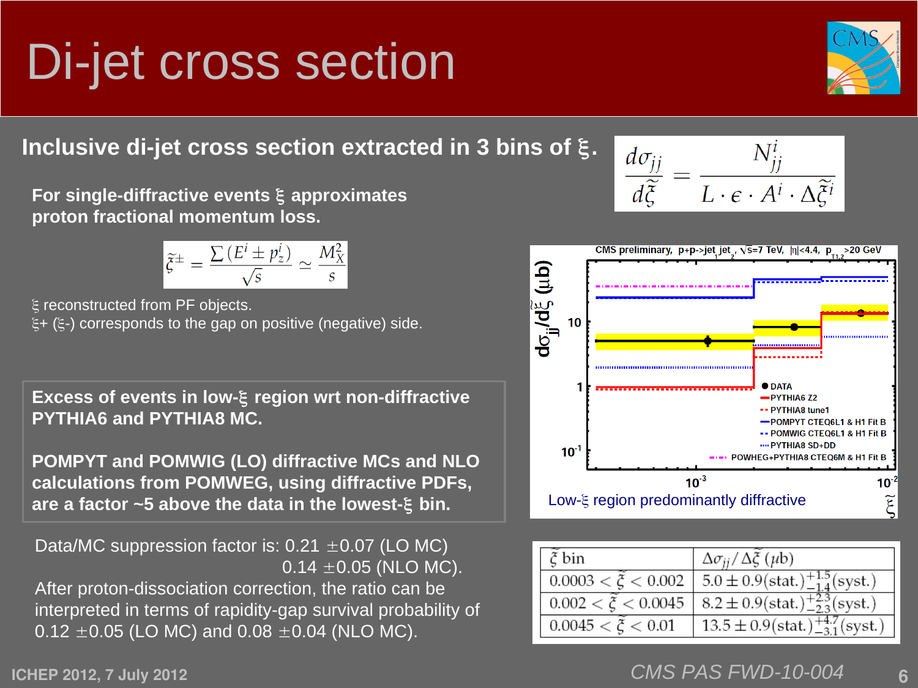# Di-jet cross section

**Inclusive di-jet cross section extracted in 3 bins of ξ.**

$$\frac{d\sigma_{jj}}{d\tilde{\xi}} = \frac{N^i_{jj}}{L \cdot \epsilon \cdot A^i \cdot \Delta\tilde{\xi}^i}$$

**For single-diffractive events ξ approximates proton fractional momentum loss.**

$$\tilde{\xi}^{\pm} = \frac{\sum (E^i \pm p^i_z)}{\sqrt{s}} \simeq \frac{M^2_X}{s}$$

ξ reconstructed from PF objects.
ξ+ (ξ-) corresponds to the gap on positive (negative) side.

**Excess of events in low-ξ region wrt non-diffractive PYTHIA6 and PYTHIA8 MC.**

**POMPYT and POMWIG (LO) diffractive MCs and NLO calculations from POMWEG, using diffractive PDFs, are a factor ~5 above the data in the lowest-ξ bin.**

Low-ξ region predominantly diffractive

Data/MC suppression factor is: 0.21 ±0.07 (LO MC)
0.14 ±0.05 (NLO MC).
After proton-dissociation correction, the ratio can be interpreted in terms of rapidity-gap survival probability of 0.12 ±0.05 (LO MC) and 0.08 ±0.04 (NLO MC).

| $\tilde{\xi}$ bin | $\Delta\sigma_{jj}/\Delta\tilde{\xi}$ ($\mu$b) |
|---|---|
| $0.0003 < \tilde{\xi} < 0.002$ | $5.0 \pm 0.9(\text{stat.})^{+1.5}_{-1.4}(\text{syst.})$ |
| $0.002 < \tilde{\xi} < 0.0045$ | $8.2 \pm 0.9(\text{stat.})^{+2.3}_{-2.3}(\text{syst.})$ |
| $0.0045 < \tilde{\xi} < 0.01$ | $13.5 \pm 0.9(\text{stat.})^{+4.7}_{-3.1}(\text{syst.})$ |

ICHEP 2012, 7 July 2012 — CMS PAS FWD-10-004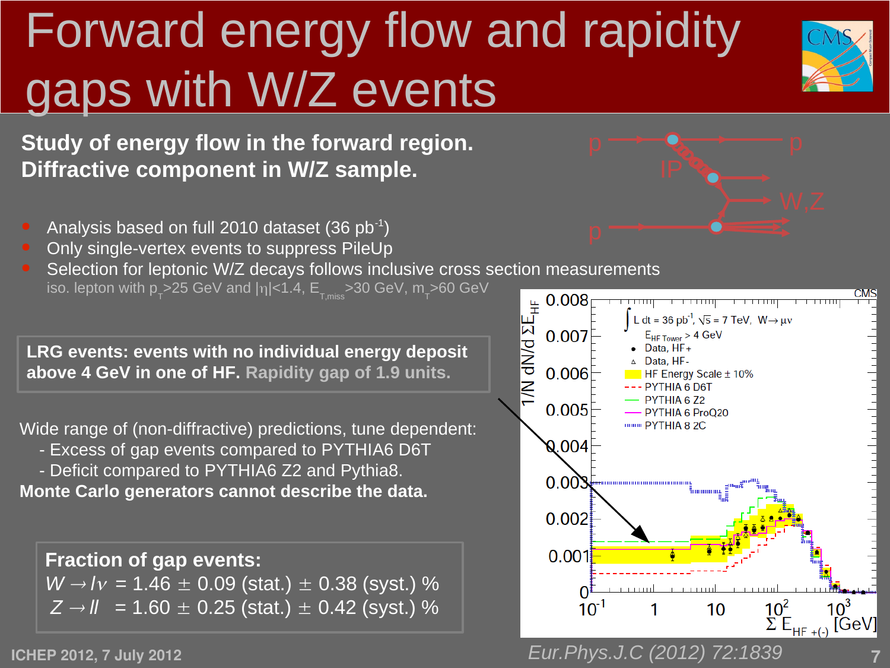# Forward energy flow and rapidity gaps with W/Z events

**Study of energy flow in the forward region.**
**Diffractive component in W/Z sample.**

- Analysis based on full 2010 dataset (36 $pb^{-1}$)
- Only single-vertex events to suppress PileUp
- Selection for leptonic W/Z decays follows inclusive cross section measurements
  iso. lepton with $p_T$>25 GeV and $|\eta|$<1.4, $E_{T,miss}$>30 GeV, $m_T$>60 GeV

**LRG events: events with no individual energy deposit above 4 GeV in one of HF.** **Rapidity gap of 1.9 units.**

Wide range of (non-diffractive) predictions, tune dependent:
- Excess of gap events compared to PYTHIA6 D6T
- Deficit compared to PYTHIA6 Z2 and Pythia8.

**Monte Carlo generators cannot describe the data.**

**Fraction of gap events:**

$W \rightarrow l\nu$ = 1.46 ± 0.09 (stat.) ± 0.38 (syst.) %

$Z \rightarrow ll$ = 1.60 ± 0.25 (stat.) ± 0.42 (syst.) %

ICHEP 2012, 7 July 2012

*Eur.Phys.J.C (2012) 72:1839*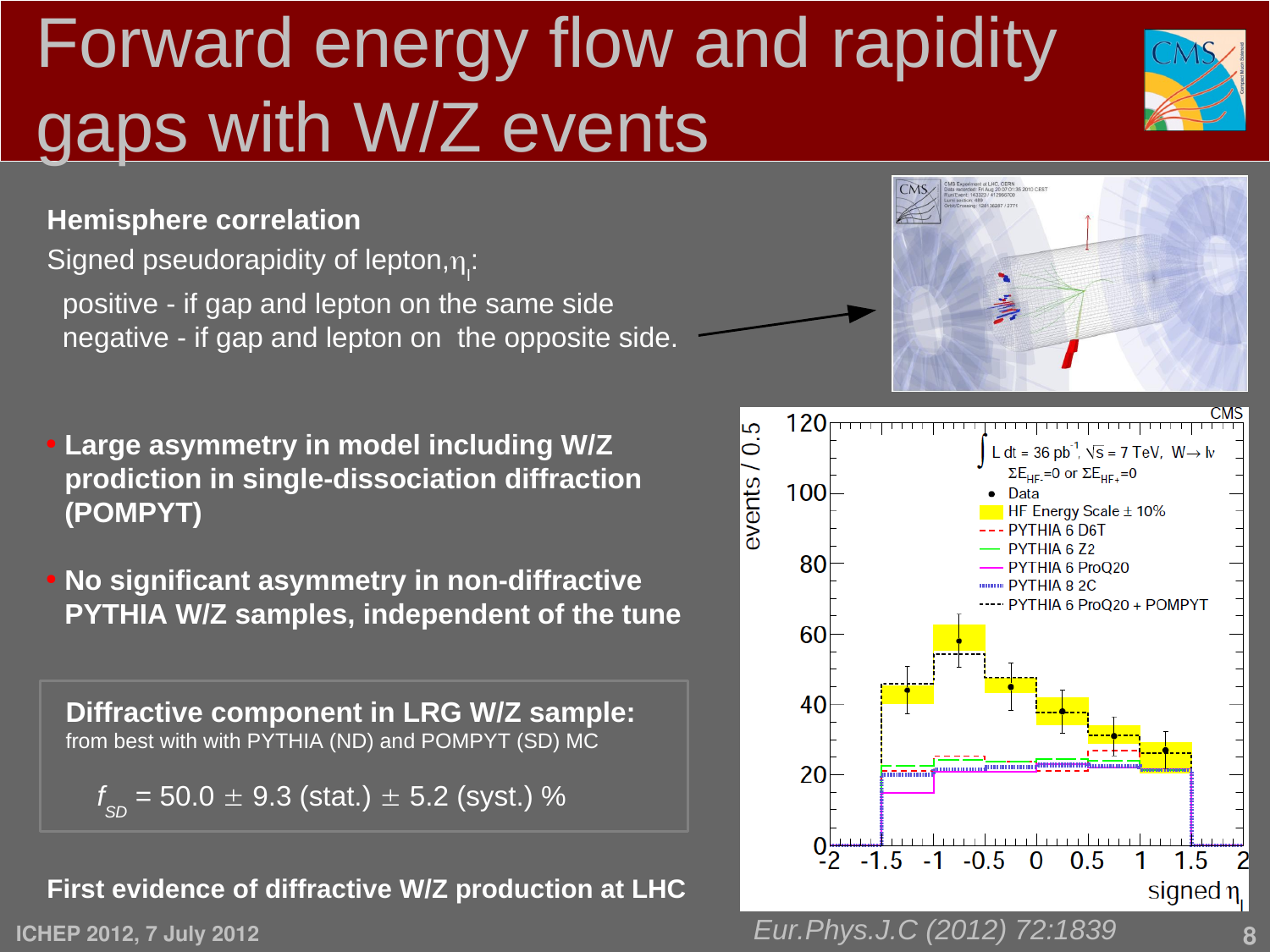# Forward energy flow and rapidity gaps with W/Z events

**Hemisphere correlation**

Signed pseudorapidity of lepton, $\eta_l$:

positive - if gap and lepton on the same side
negative - if gap and lepton on the opposite side.

- **Large asymmetry in model including W/Z prodiction in single-dissociation diffraction (POMPYT)**
- **No significant asymmetry in non-diffractive PYTHIA W/Z samples, independent of the tune**

**Diffractive component in LRG W/Z sample:**
from best with with PYTHIA (ND) and POMPYT (SD) MC

$$f_{SD} = 50.0 \pm 9.3 \text{ (stat.)} \pm 5.2 \text{ (syst.)} \%$$

**First evidence of diffractive W/Z production at LHC**

ICHEP 2012, 7 July 2012

*Eur.Phys.J.C (2012) 72:1839*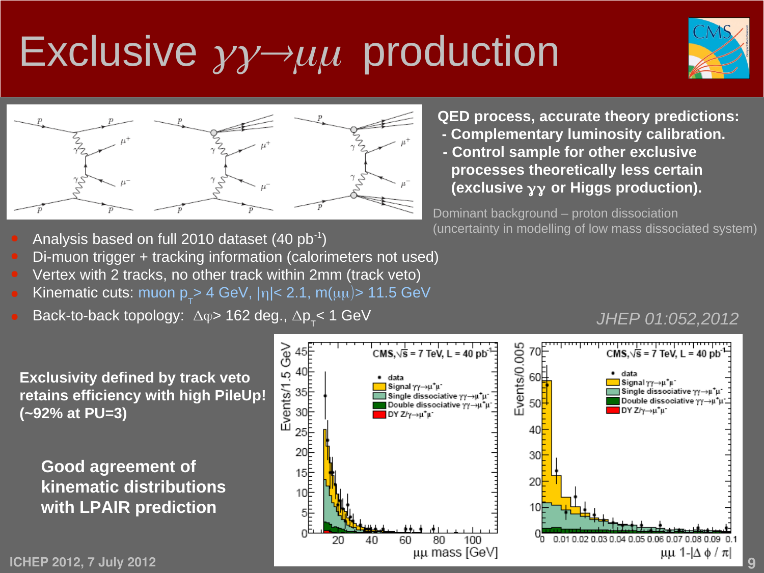# Exclusive $\gamma\gamma \rightarrow \mu\mu$ production

**QED process, accurate theory predictions:**
- **Complementary luminosity calibration.**
- **Control sample for other exclusive processes theoretically less certain (exclusive $\gamma\gamma$ or Higgs production).**

Dominant background – proton dissociation (uncertainty in modelling of low mass dissociated system)

- Analysis based on full 2010 dataset (40 pb$^{-1}$)
- Di-muon trigger + tracking information (calorimeters not used)
- Vertex with 2 tracks, no other track within 2mm (track veto)
- Kinematic cuts: muon $p_T > 4$ GeV, $|\eta| < 2.1$, $m(\mu\mu) > 11.5$ GeV
- Back-to-back topology: $\Delta\varphi > 162$ deg., $\Delta p_T < 1$ GeV

*JHEP 01:052,2012*

**Exclusivity defined by track veto retains efficiency with high PileUp! (~92% at PU=3)**

**Good agreement of kinematic distributions with LPAIR prediction**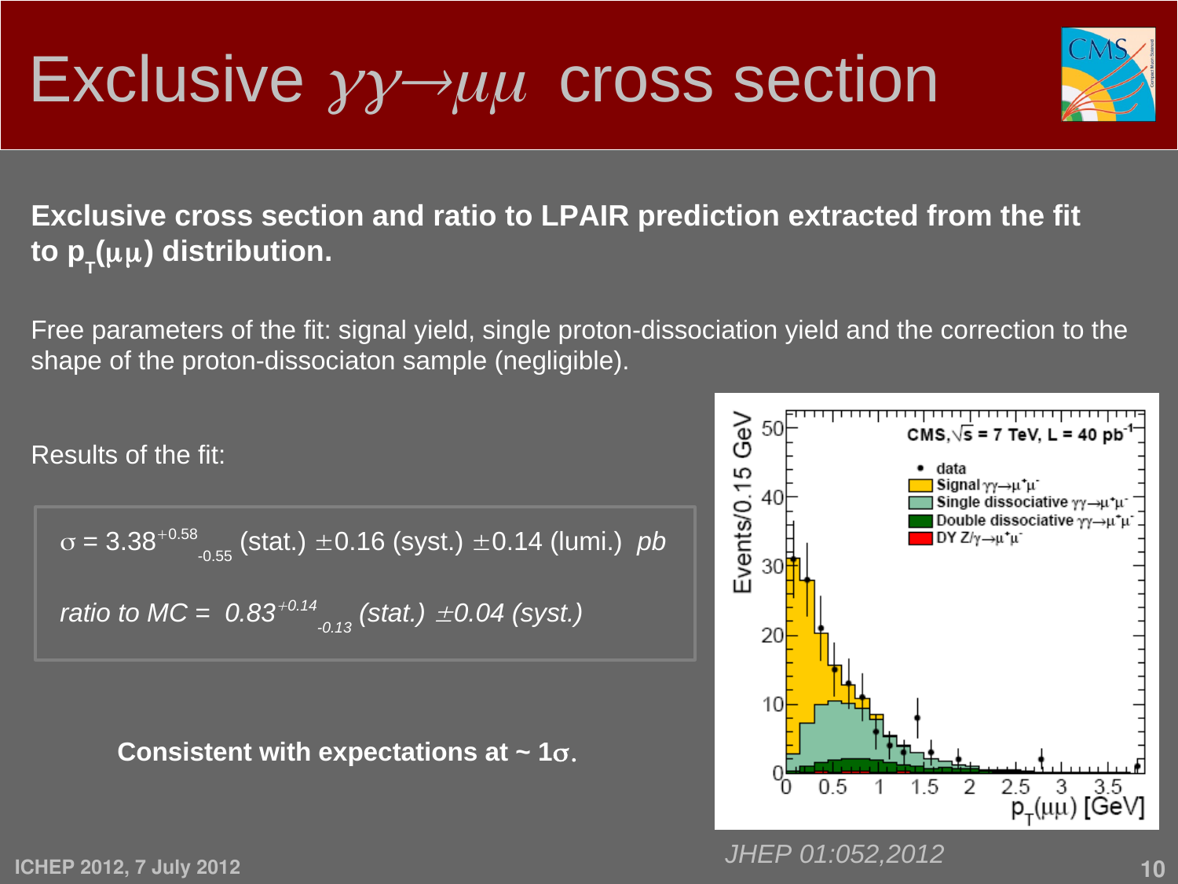# Exclusive $\gamma\gamma \rightarrow \mu\mu$ cross section

**Exclusive cross section and ratio to LPAIR prediction extracted from the fit to $p_T(\mu\mu)$ distribution.**

Free parameters of the fit: signal yield, single proton-dissociation yield and the correction to the shape of the proton-dissociaton sample (negligible).

Results of the fit:

$\sigma = 3.38^{+0.58}_{-0.55}$ (stat.) $\pm 0.16$ (syst.) $\pm 0.14$ (lumi.) *pb*

*ratio to MC = $0.83^{+0.14}_{-0.13}$ (stat.) $\pm 0.04$ (syst.)*

**Consistent with expectations at ~ 1$\sigma$.**

*JHEP 01:052,2012*

ICHEP 2012, 7 July 2012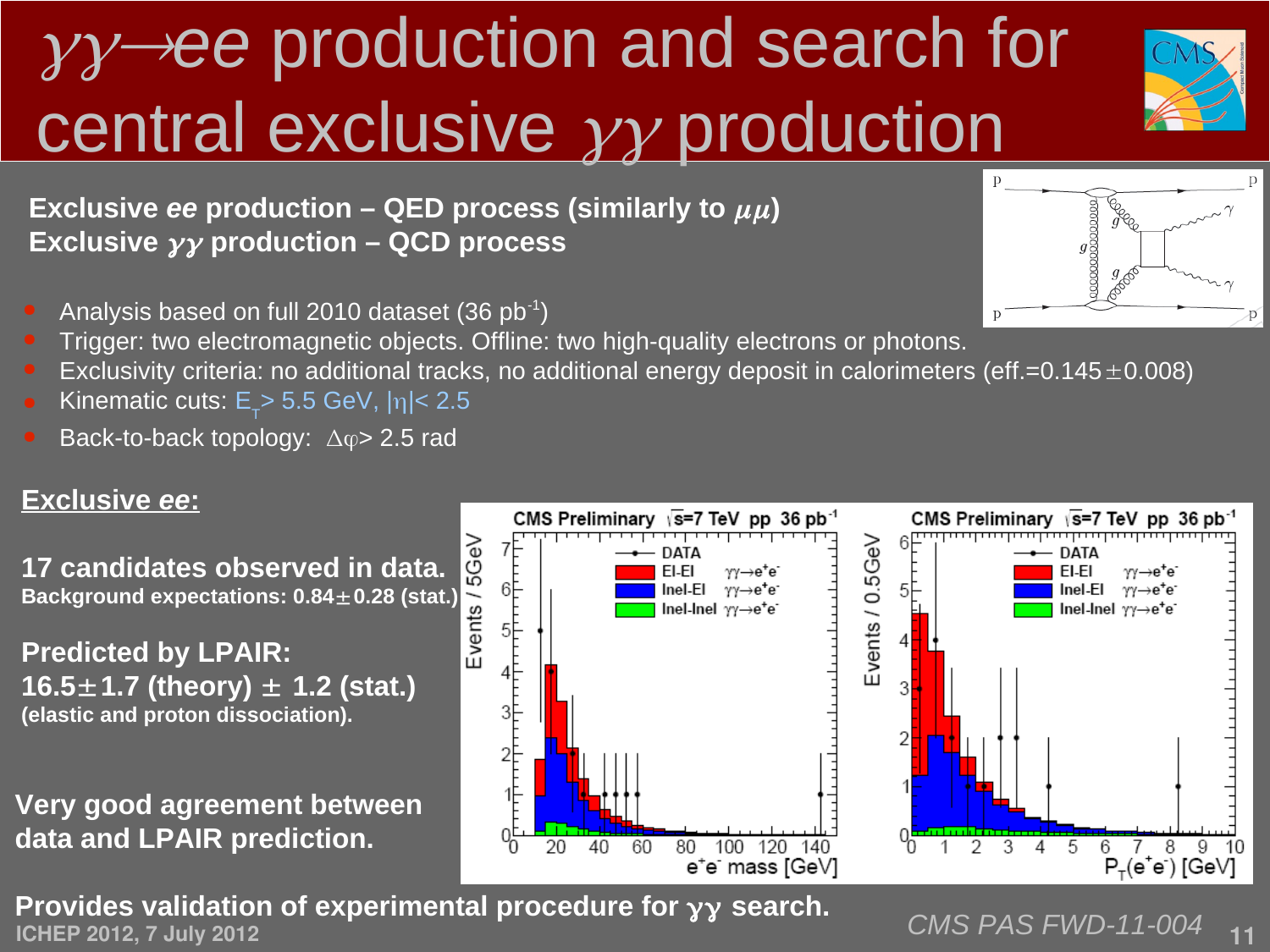# $\gamma\gamma \rightarrow ee$ production and search for central exclusive $\gamma\gamma$ production

**Exclusive *ee* production – QED process (similarly to $\mu\mu$)**
**Exclusive $\gamma\gamma$ production – QCD process**

- Analysis based on full 2010 dataset (36 $pb^{-1}$)
- Trigger: two electromagnetic objects. Offline: two high-quality electrons or photons.
- Exclusivity criteria: no additional tracks, no additional energy deposit in calorimeters (eff.=0.145$\pm$0.008)
- Kinematic cuts: $E_T > 5.5$ GeV, $|\eta| < 2.5$
- Back-to-back topology: $\Delta\varphi > 2.5$ rad

## Exclusive *ee*:

**17 candidates observed in data.**
**Background expectations: 0.84$\pm$0.28 (stat.)**

**Predicted by LPAIR:**
**16.5$\pm$1.7 (theory) $\pm$ 1.2 (stat.)**
**(elastic and proton dissociation).**

**Very good agreement between data and LPAIR prediction.**

**Provides validation of experimental procedure for $\gamma\gamma$ search.**

ICHEP 2012, 7 July 2012

*CMS PAS FWD-11-004*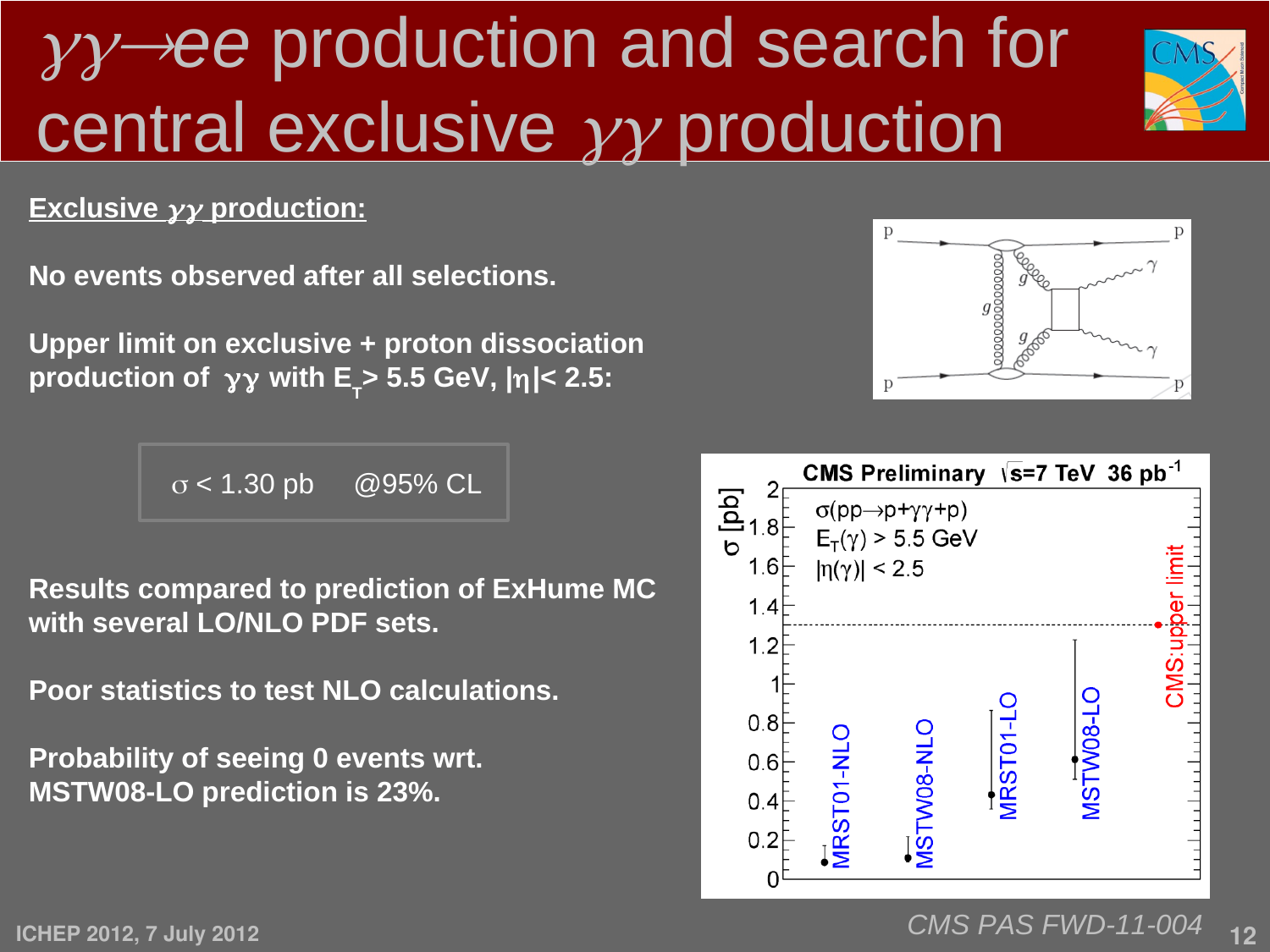# $\gamma\gamma \rightarrow ee$ production and search for central exclusive $\gamma\gamma$ production

**Exclusive $\gamma\gamma$ production:**

**No events observed after all selections.**

**Upper limit on exclusive + proton dissociation production of $\gamma\gamma$ with $E_T > 5.5$ GeV, $|\eta| < 2.5$:**

$\sigma < 1.30$ pb @95% CL

**Results compared to prediction of ExHume MC with several LO/NLO PDF sets.**

**Poor statistics to test NLO calculations.**

**Probability of seeing 0 events wrt. MSTW08-LO prediction is 23%.**

*CMS PAS FWD-11-004*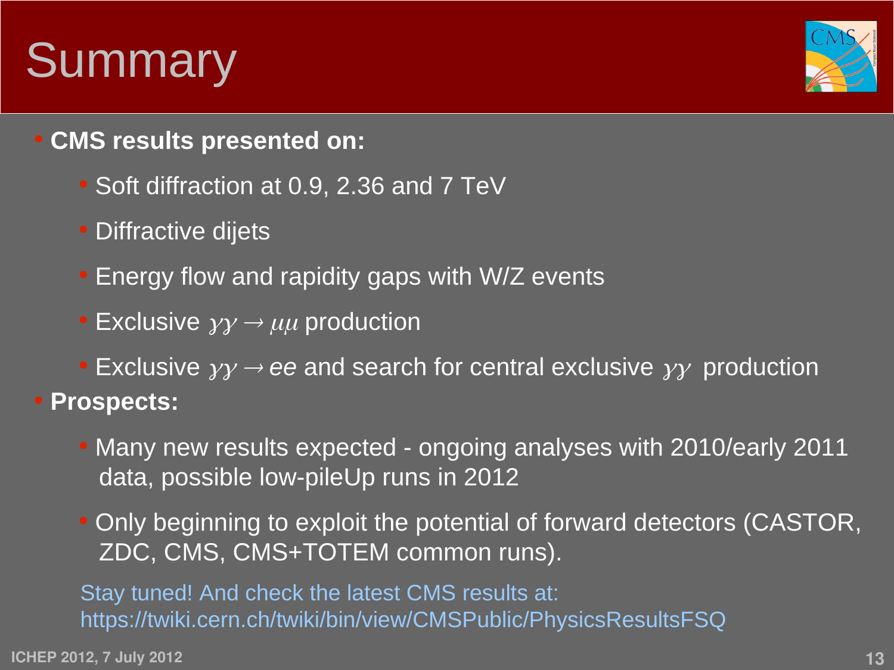# Summary

- **CMS results presented on:**
  - Soft diffraction at 0.9, 2.36 and 7 TeV
  - Diffractive dijets
  - Energy flow and rapidity gaps with W/Z events
  - Exclusive $\gamma\gamma \rightarrow \mu\mu$ production
  - Exclusive $\gamma\gamma \rightarrow ee$ and search for central exclusive $\gamma\gamma$ production
- **Prospects:**
  - Many new results expected - ongoing analyses with 2010/early 2011 data, possible low-pileUp runs in 2012
  - Only beginning to exploit the potential of forward detectors (CASTOR, ZDC, CMS, CMS+TOTEM common runs).

Stay tuned! And check the latest CMS results at:
https://twiki.cern.ch/twiki/bin/view/CMSPublic/PhysicsResultsFSQ